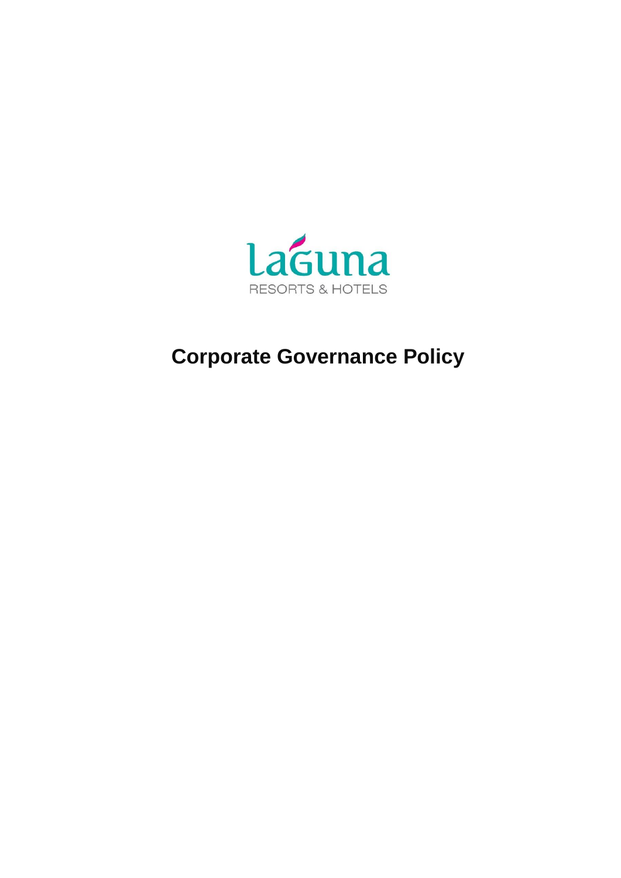laguna

RESORTS & HOTELS

# Corporate Governance Policy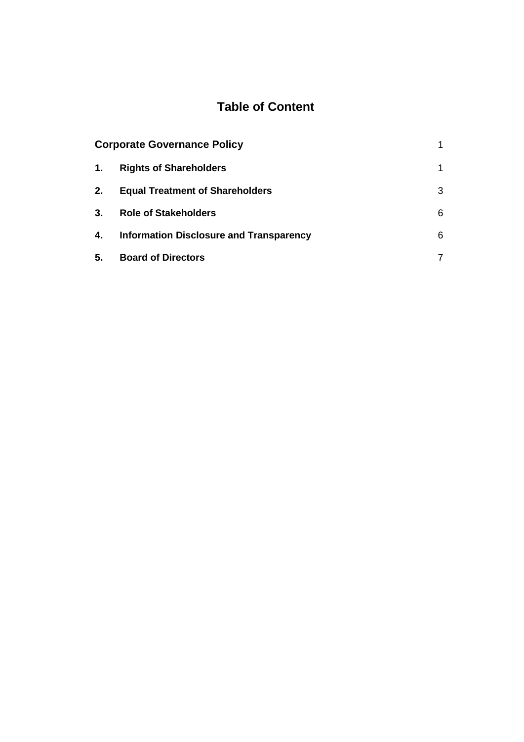# Table of Content

| | | |
|---|---|---|
| **Corporate Governance Policy** | | 1 |
| **1.** | **Rights of Shareholders** | 1 |
| **2.** | **Equal Treatment of Shareholders** | 3 |
| **3.** | **Role of Stakeholders** | 6 |
| **4.** | **Information Disclosure and Transparency** | 6 |
| **5.** | **Board of Directors** | 7 |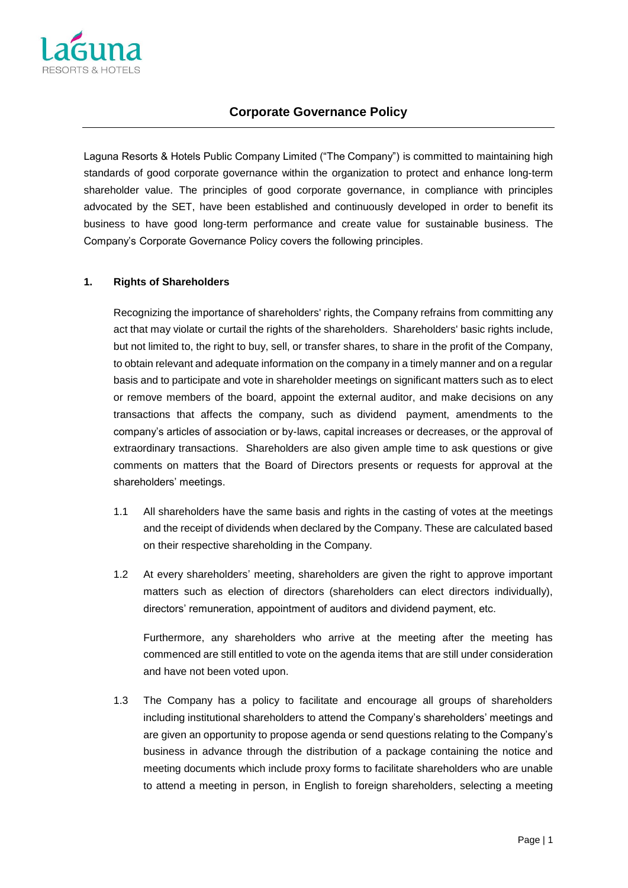# Corporate Governance Policy

Laguna Resorts & Hotels Public Company Limited ("The Company") is committed to maintaining high standards of good corporate governance within the organization to protect and enhance long-term shareholder value. The principles of good corporate governance, in compliance with principles advocated by the SET, have been established and continuously developed in order to benefit its business to have good long-term performance and create value for sustainable business. The Company's Corporate Governance Policy covers the following principles.

## 1. Rights of Shareholders

Recognizing the importance of shareholders' rights, the Company refrains from committing any act that may violate or curtail the rights of the shareholders. Shareholders' basic rights include, but not limited to, the right to buy, sell, or transfer shares, to share in the profit of the Company, to obtain relevant and adequate information on the company in a timely manner and on a regular basis and to participate and vote in shareholder meetings on significant matters such as to elect or remove members of the board, appoint the external auditor, and make decisions on any transactions that affects the company, such as dividend payment, amendments to the company's articles of association or by-laws, capital increases or decreases, or the approval of extraordinary transactions. Shareholders are also given ample time to ask questions or give comments on matters that the Board of Directors presents or requests for approval at the shareholders' meetings.

1.1 All shareholders have the same basis and rights in the casting of votes at the meetings and the receipt of dividends when declared by the Company. These are calculated based on their respective shareholding in the Company.

1.2 At every shareholders' meeting, shareholders are given the right to approve important matters such as election of directors (shareholders can elect directors individually), directors' remuneration, appointment of auditors and dividend payment, etc.

Furthermore, any shareholders who arrive at the meeting after the meeting has commenced are still entitled to vote on the agenda items that are still under consideration and have not been voted upon.

1.3 The Company has a policy to facilitate and encourage all groups of shareholders including institutional shareholders to attend the Company's shareholders' meetings and are given an opportunity to propose agenda or send questions relating to the Company's business in advance through the distribution of a package containing the notice and meeting documents which include proxy forms to facilitate shareholders who are unable to attend a meeting in person, in English to foreign shareholders, selecting a meeting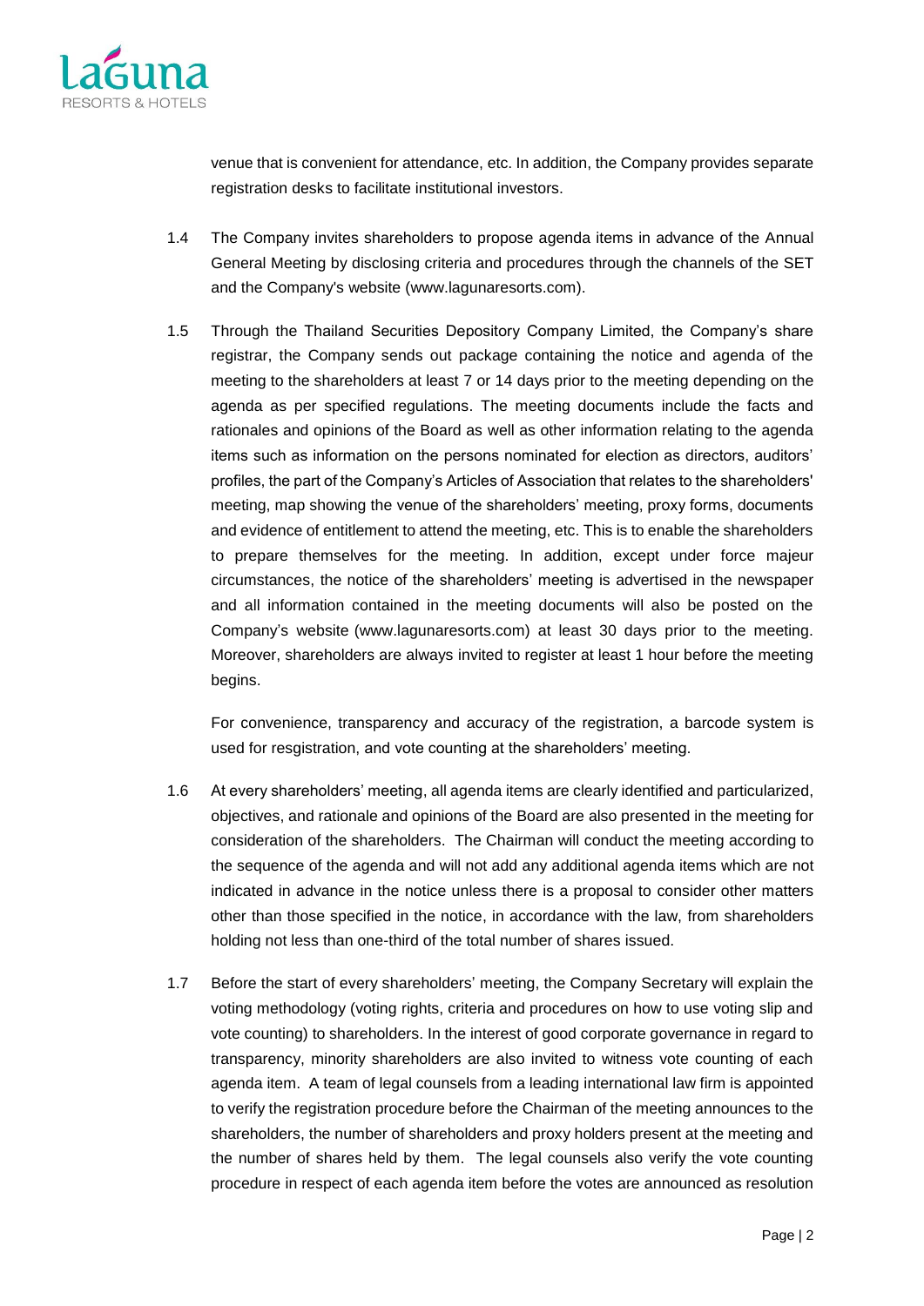venue that is convenient for attendance, etc. In addition, the Company provides separate registration desks to facilitate institutional investors.

1.4 The Company invites shareholders to propose agenda items in advance of the Annual General Meeting by disclosing criteria and procedures through the channels of the SET and the Company's website (www.lagunaresorts.com).

1.5 Through the Thailand Securities Depository Company Limited, the Company's share registrar, the Company sends out package containing the notice and agenda of the meeting to the shareholders at least 7 or 14 days prior to the meeting depending on the agenda as per specified regulations. The meeting documents include the facts and rationales and opinions of the Board as well as other information relating to the agenda items such as information on the persons nominated for election as directors, auditors' profiles, the part of the Company's Articles of Association that relates to the shareholders' meeting, map showing the venue of the shareholders' meeting, proxy forms, documents and evidence of entitlement to attend the meeting, etc. This is to enable the shareholders to prepare themselves for the meeting. In addition, except under force majeur circumstances, the notice of the shareholders' meeting is advertised in the newspaper and all information contained in the meeting documents will also be posted on the Company's website (www.lagunaresorts.com) at least 30 days prior to the meeting. Moreover, shareholders are always invited to register at least 1 hour before the meeting begins.

For convenience, transparency and accuracy of the registration, a barcode system is used for resgistration, and vote counting at the shareholders' meeting.

1.6 At every shareholders' meeting, all agenda items are clearly identified and particularized, objectives, and rationale and opinions of the Board are also presented in the meeting for consideration of the shareholders. The Chairman will conduct the meeting according to the sequence of the agenda and will not add any additional agenda items which are not indicated in advance in the notice unless there is a proposal to consider other matters other than those specified in the notice, in accordance with the law, from shareholders holding not less than one-third of the total number of shares issued.

1.7 Before the start of every shareholders' meeting, the Company Secretary will explain the voting methodology (voting rights, criteria and procedures on how to use voting slip and vote counting) to shareholders. In the interest of good corporate governance in regard to transparency, minority shareholders are also invited to witness vote counting of each agenda item. A team of legal counsels from a leading international law firm is appointed to verify the registration procedure before the Chairman of the meeting announces to the shareholders, the number of shareholders and proxy holders present at the meeting and the number of shares held by them. The legal counsels also verify the vote counting procedure in respect of each agenda item before the votes are announced as resolution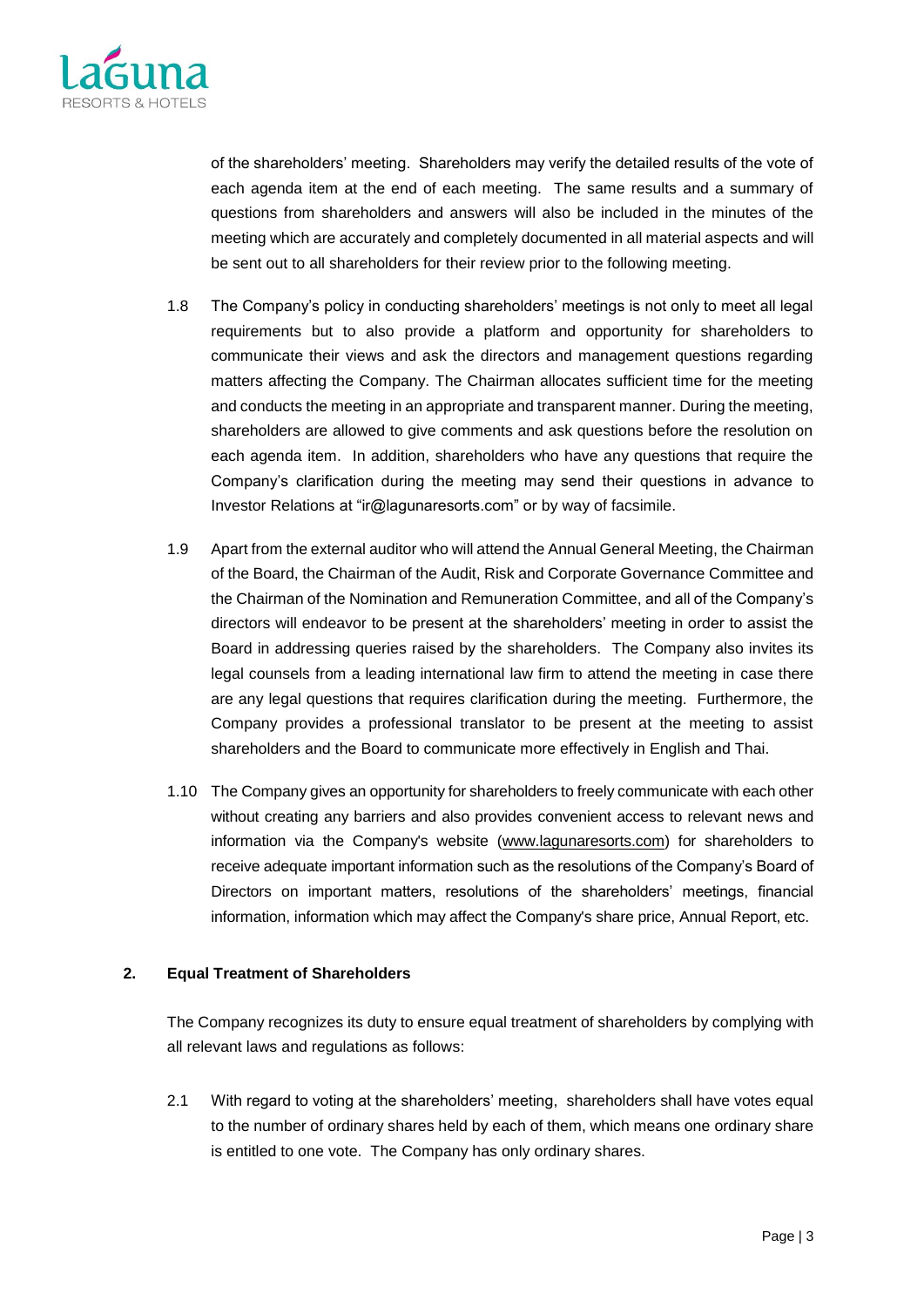of the shareholders' meeting. Shareholders may verify the detailed results of the vote of each agenda item at the end of each meeting. The same results and a summary of questions from shareholders and answers will also be included in the minutes of the meeting which are accurately and completely documented in all material aspects and will be sent out to all shareholders for their review prior to the following meeting.

1.8 The Company's policy in conducting shareholders' meetings is not only to meet all legal requirements but to also provide a platform and opportunity for shareholders to communicate their views and ask the directors and management questions regarding matters affecting the Company. The Chairman allocates sufficient time for the meeting and conducts the meeting in an appropriate and transparent manner. During the meeting, shareholders are allowed to give comments and ask questions before the resolution on each agenda item. In addition, shareholders who have any questions that require the Company's clarification during the meeting may send their questions in advance to Investor Relations at "ir@lagunaresorts.com" or by way of facsimile.

1.9 Apart from the external auditor who will attend the Annual General Meeting, the Chairman of the Board, the Chairman of the Audit, Risk and Corporate Governance Committee and the Chairman of the Nomination and Remuneration Committee, and all of the Company's directors will endeavor to be present at the shareholders' meeting in order to assist the Board in addressing queries raised by the shareholders. The Company also invites its legal counsels from a leading international law firm to attend the meeting in case there are any legal questions that requires clarification during the meeting. Furthermore, the Company provides a professional translator to be present at the meeting to assist shareholders and the Board to communicate more effectively in English and Thai.

1.10 The Company gives an opportunity for shareholders to freely communicate with each other without creating any barriers and also provides convenient access to relevant news and information via the Company's website (www.lagunaresorts.com) for shareholders to receive adequate important information such as the resolutions of the Company's Board of Directors on important matters, resolutions of the shareholders' meetings, financial information, information which may affect the Company's share price, Annual Report, etc.

## 2. Equal Treatment of Shareholders

The Company recognizes its duty to ensure equal treatment of shareholders by complying with all relevant laws and regulations as follows:

2.1 With regard to voting at the shareholders' meeting, shareholders shall have votes equal to the number of ordinary shares held by each of them, which means one ordinary share is entitled to one vote. The Company has only ordinary shares.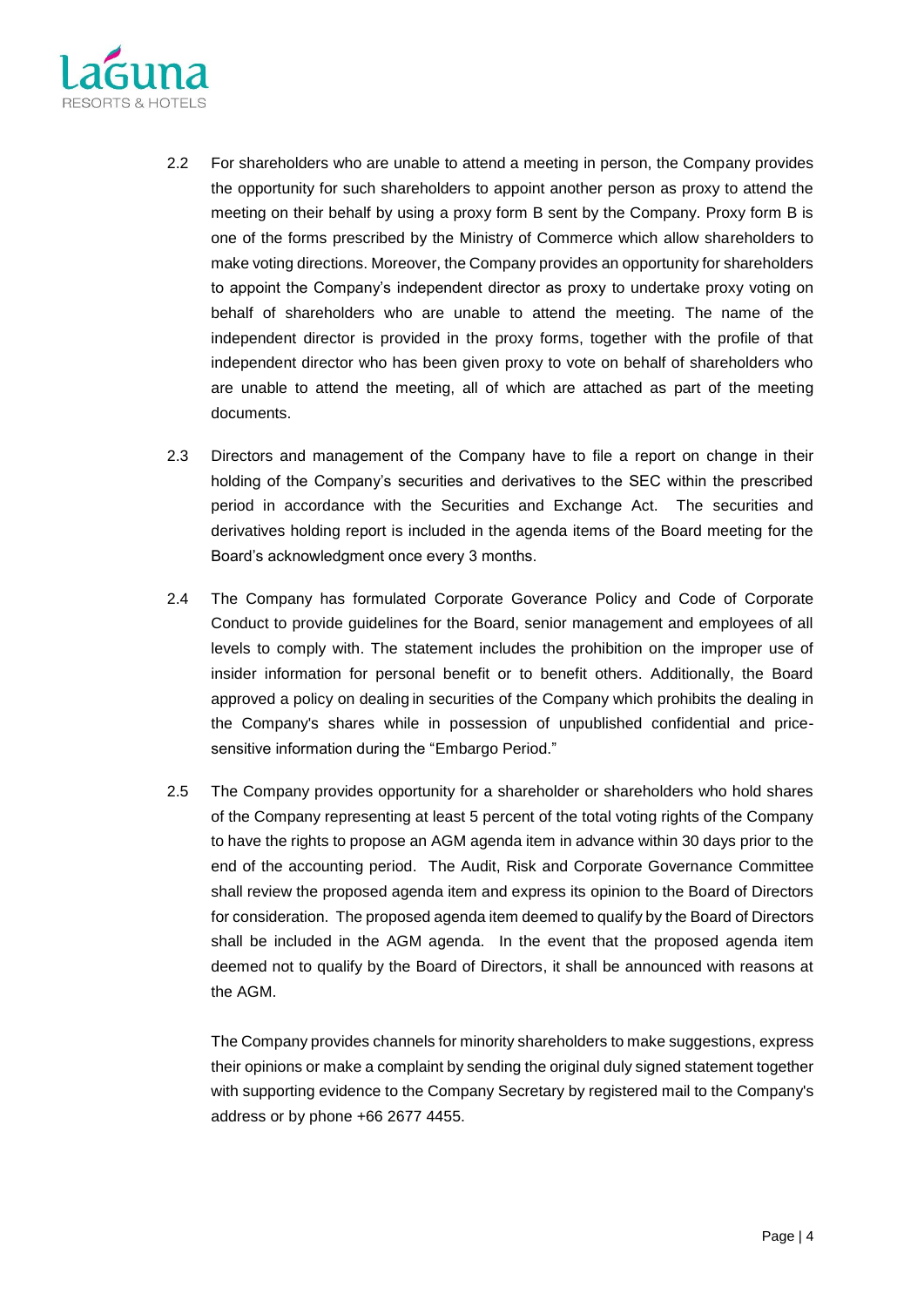2.2 For shareholders who are unable to attend a meeting in person, the Company provides the opportunity for such shareholders to appoint another person as proxy to attend the meeting on their behalf by using a proxy form B sent by the Company. Proxy form B is one of the forms prescribed by the Ministry of Commerce which allow shareholders to make voting directions. Moreover, the Company provides an opportunity for shareholders to appoint the Company's independent director as proxy to undertake proxy voting on behalf of shareholders who are unable to attend the meeting. The name of the independent director is provided in the proxy forms, together with the profile of that independent director who has been given proxy to vote on behalf of shareholders who are unable to attend the meeting, all of which are attached as part of the meeting documents.

2.3 Directors and management of the Company have to file a report on change in their holding of the Company's securities and derivatives to the SEC within the prescribed period in accordance with the Securities and Exchange Act. The securities and derivatives holding report is included in the agenda items of the Board meeting for the Board's acknowledgment once every 3 months.

2.4 The Company has formulated Corporate Goverance Policy and Code of Corporate Conduct to provide guidelines for the Board, senior management and employees of all levels to comply with. The statement includes the prohibition on the improper use of insider information for personal benefit or to benefit others. Additionally, the Board approved a policy on dealing in securities of the Company which prohibits the dealing in the Company's shares while in possession of unpublished confidential and price-sensitive information during the "Embargo Period."

2.5 The Company provides opportunity for a shareholder or shareholders who hold shares of the Company representing at least 5 percent of the total voting rights of the Company to have the rights to propose an AGM agenda item in advance within 30 days prior to the end of the accounting period. The Audit, Risk and Corporate Governance Committee shall review the proposed agenda item and express its opinion to the Board of Directors for consideration. The proposed agenda item deemed to qualify by the Board of Directors shall be included in the AGM agenda. In the event that the proposed agenda item deemed not to qualify by the Board of Directors, it shall be announced with reasons at the AGM.

The Company provides channels for minority shareholders to make suggestions, express their opinions or make a complaint by sending the original duly signed statement together with supporting evidence to the Company Secretary by registered mail to the Company's address or by phone +66 2677 4455.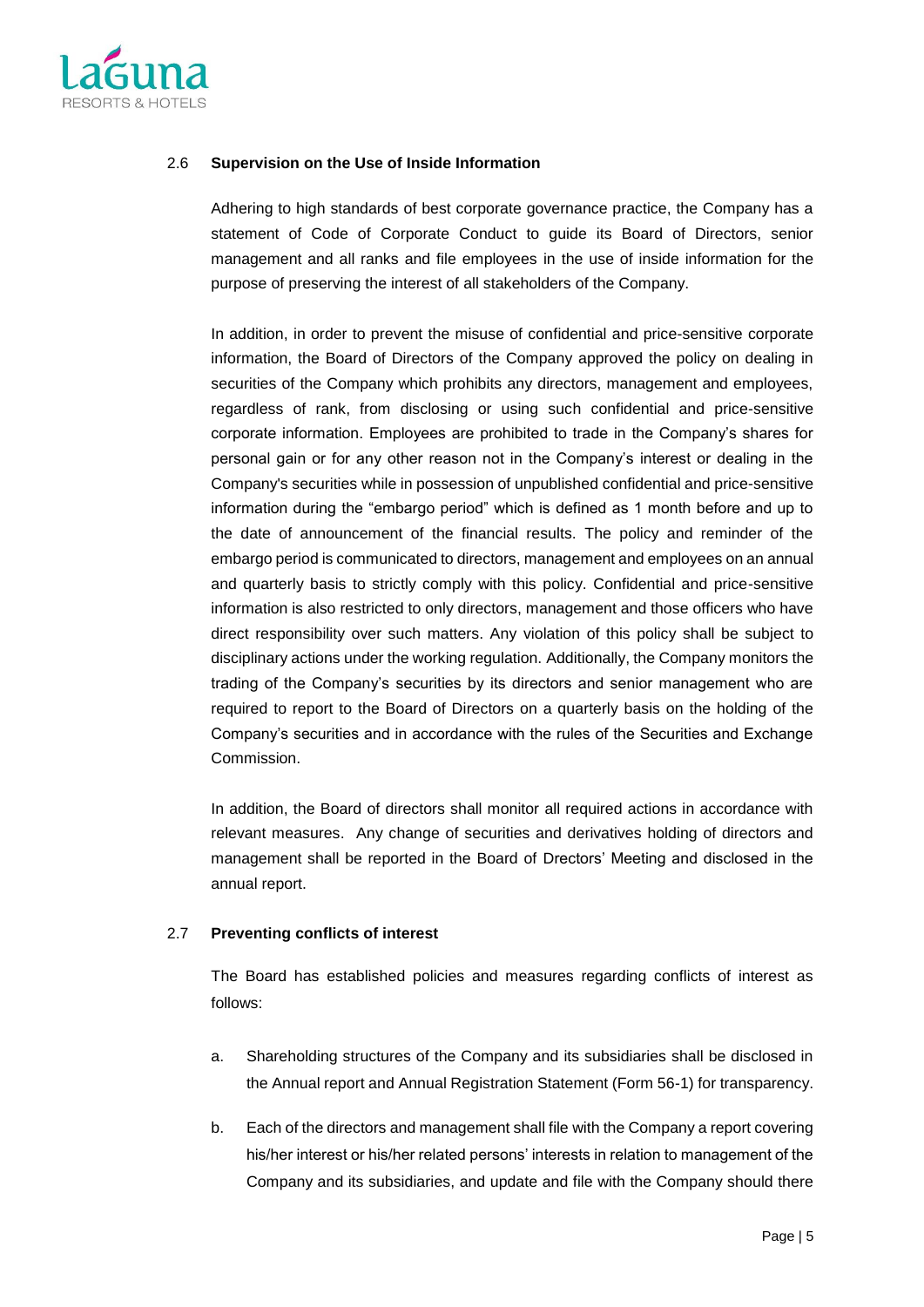### 2.6 Supervision on the Use of Inside Information

Adhering to high standards of best corporate governance practice, the Company has a statement of Code of Corporate Conduct to guide its Board of Directors, senior management and all ranks and file employees in the use of inside information for the purpose of preserving the interest of all stakeholders of the Company.

In addition, in order to prevent the misuse of confidential and price-sensitive corporate information, the Board of Directors of the Company approved the policy on dealing in securities of the Company which prohibits any directors, management and employees, regardless of rank, from disclosing or using such confidential and price-sensitive corporate information. Employees are prohibited to trade in the Company's shares for personal gain or for any other reason not in the Company's interest or dealing in the Company's securities while in possession of unpublished confidential and price-sensitive information during the "embargo period" which is defined as 1 month before and up to the date of announcement of the financial results. The policy and reminder of the embargo period is communicated to directors, management and employees on an annual and quarterly basis to strictly comply with this policy. Confidential and price-sensitive information is also restricted to only directors, management and those officers who have direct responsibility over such matters. Any violation of this policy shall be subject to disciplinary actions under the working regulation. Additionally, the Company monitors the trading of the Company's securities by its directors and senior management who are required to report to the Board of Directors on a quarterly basis on the holding of the Company's securities and in accordance with the rules of the Securities and Exchange Commission.

In addition, the Board of directors shall monitor all required actions in accordance with relevant measures. Any change of securities and derivatives holding of directors and management shall be reported in the Board of Drectors' Meeting and disclosed in the annual report.

### 2.7 Preventing conflicts of interest

The Board has established policies and measures regarding conflicts of interest as follows:

a. Shareholding structures of the Company and its subsidiaries shall be disclosed in the Annual report and Annual Registration Statement (Form 56-1) for transparency.

b. Each of the directors and management shall file with the Company a report covering his/her interest or his/her related persons' interests in relation to management of the Company and its subsidiaries, and update and file with the Company should there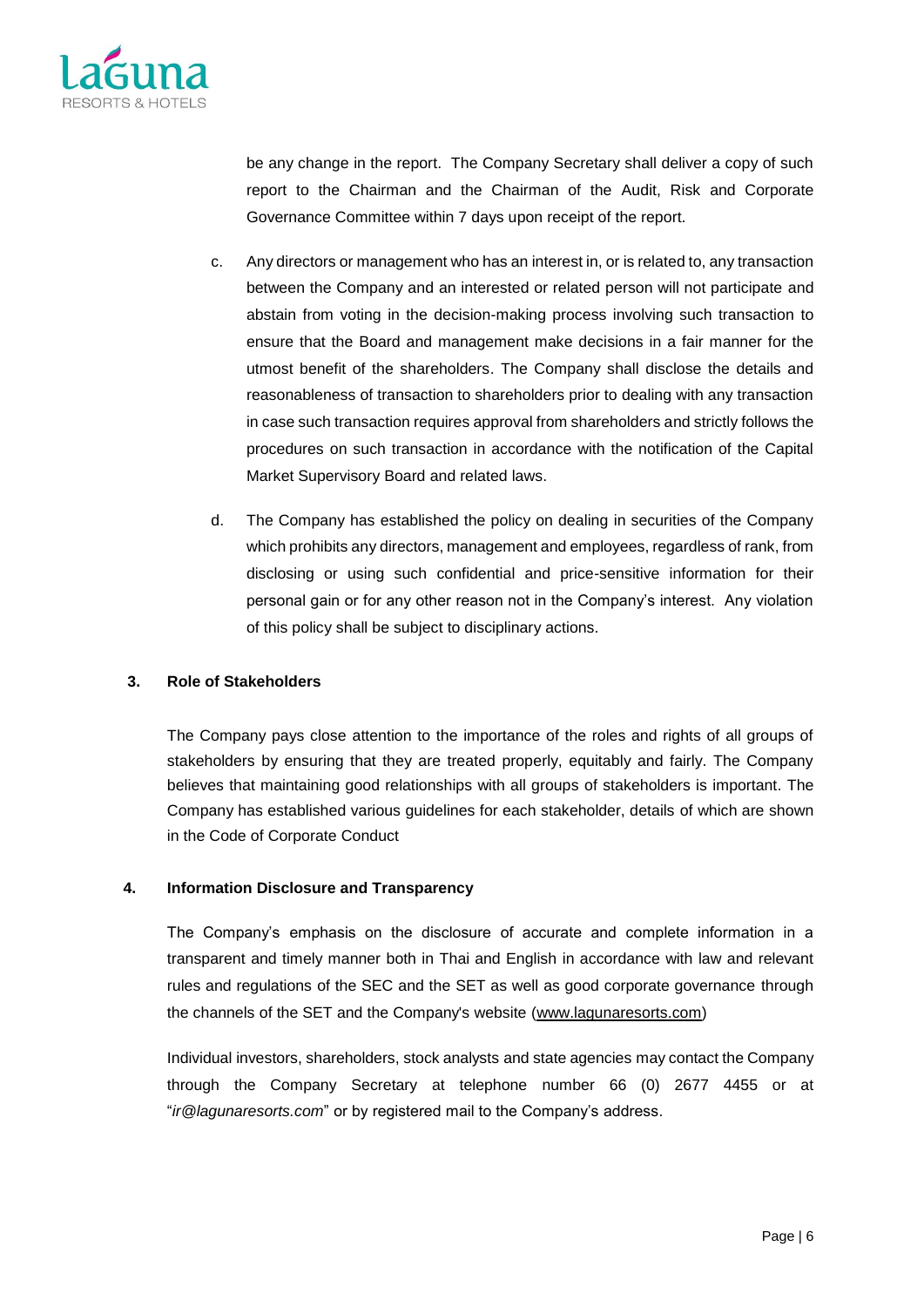be any change in the report. The Company Secretary shall deliver a copy of such report to the Chairman and the Chairman of the Audit, Risk and Corporate Governance Committee within 7 days upon receipt of the report.

c. Any directors or management who has an interest in, or is related to, any transaction between the Company and an interested or related person will not participate and abstain from voting in the decision-making process involving such transaction to ensure that the Board and management make decisions in a fair manner for the utmost benefit of the shareholders. The Company shall disclose the details and reasonableness of transaction to shareholders prior to dealing with any transaction in case such transaction requires approval from shareholders and strictly follows the procedures on such transaction in accordance with the notification of the Capital Market Supervisory Board and related laws.

d. The Company has established the policy on dealing in securities of the Company which prohibits any directors, management and employees, regardless of rank, from disclosing or using such confidential and price-sensitive information for their personal gain or for any other reason not in the Company's interest. Any violation of this policy shall be subject to disciplinary actions.

**3. Role of Stakeholders**

The Company pays close attention to the importance of the roles and rights of all groups of stakeholders by ensuring that they are treated properly, equitably and fairly. The Company believes that maintaining good relationships with all groups of stakeholders is important. The Company has established various guidelines for each stakeholder, details of which are shown in the Code of Corporate Conduct

**4. Information Disclosure and Transparency**

The Company's emphasis on the disclosure of accurate and complete information in a transparent and timely manner both in Thai and English in accordance with law and relevant rules and regulations of the SEC and the SET as well as good corporate governance through the channels of the SET and the Company's website (www.lagunaresorts.com)

Individual investors, shareholders, stock analysts and state agencies may contact the Company through the Company Secretary at telephone number 66 (0) 2677 4455 or at "*ir@lagunaresorts.com*" or by registered mail to the Company's address.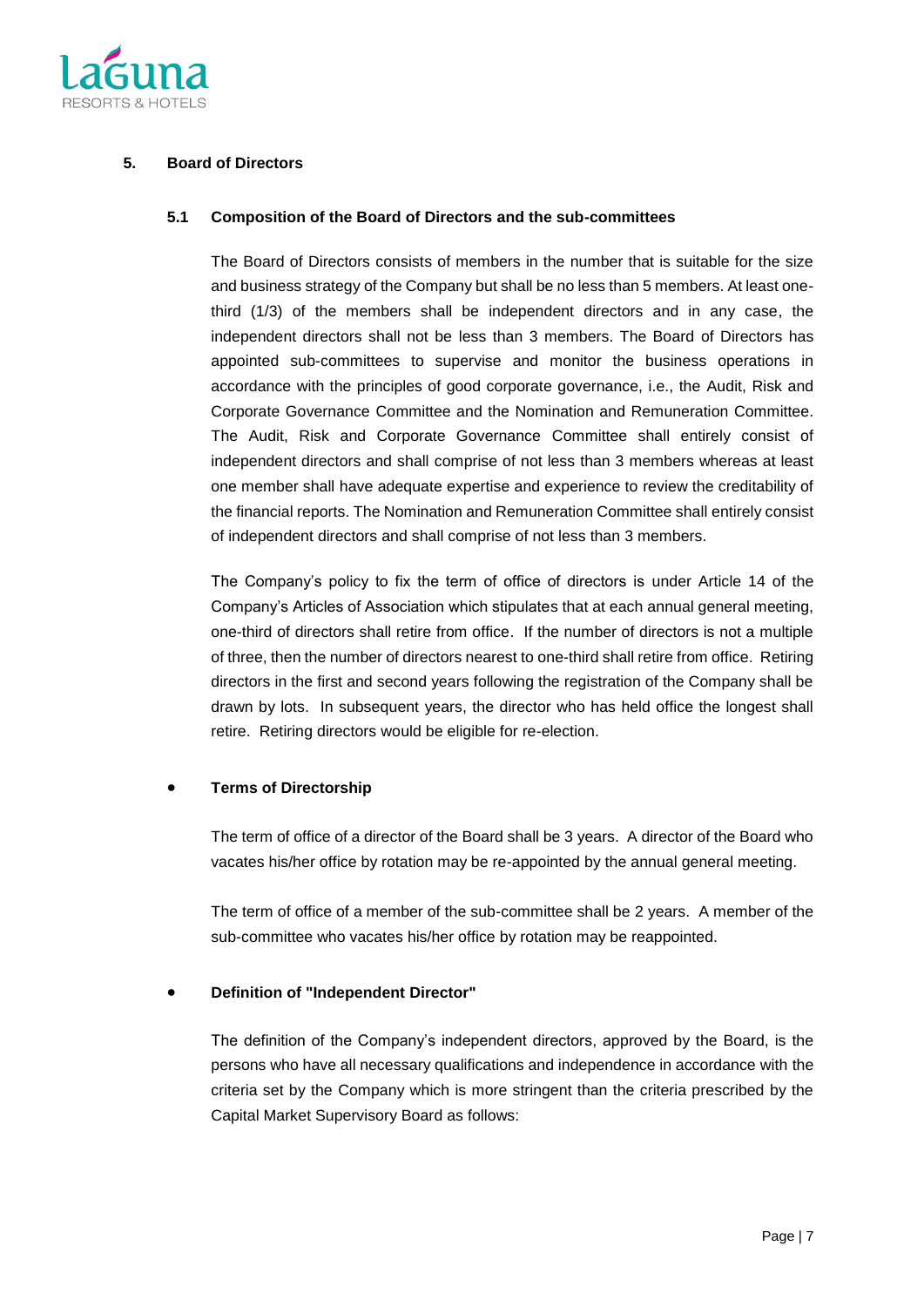## 5. Board of Directors

### 5.1 Composition of the Board of Directors and the sub-committees

The Board of Directors consists of members in the number that is suitable for the size and business strategy of the Company but shall be no less than 5 members. At least one-third (1/3) of the members shall be independent directors and in any case, the independent directors shall not be less than 3 members. The Board of Directors has appointed sub-committees to supervise and monitor the business operations in accordance with the principles of good corporate governance, i.e., the Audit, Risk and Corporate Governance Committee and the Nomination and Remuneration Committee. The Audit, Risk and Corporate Governance Committee shall entirely consist of independent directors and shall comprise of not less than 3 members whereas at least one member shall have adequate expertise and experience to review the creditability of the financial reports. The Nomination and Remuneration Committee shall entirely consist of independent directors and shall comprise of not less than 3 members.

The Company's policy to fix the term of office of directors is under Article 14 of the Company's Articles of Association which stipulates that at each annual general meeting, one-third of directors shall retire from office. If the number of directors is not a multiple of three, then the number of directors nearest to one-third shall retire from office. Retiring directors in the first and second years following the registration of the Company shall be drawn by lots. In subsequent years, the director who has held office the longest shall retire. Retiring directors would be eligible for re-election.

- **Terms of Directorship**

  The term of office of a director of the Board shall be 3 years. A director of the Board who vacates his/her office by rotation may be re-appointed by the annual general meeting.

  The term of office of a member of the sub-committee shall be 2 years. A member of the sub-committee who vacates his/her office by rotation may be reappointed.

- **Definition of "Independent Director"**

  The definition of the Company's independent directors, approved by the Board, is the persons who have all necessary qualifications and independence in accordance with the criteria set by the Company which is more stringent than the criteria prescribed by the Capital Market Supervisory Board as follows: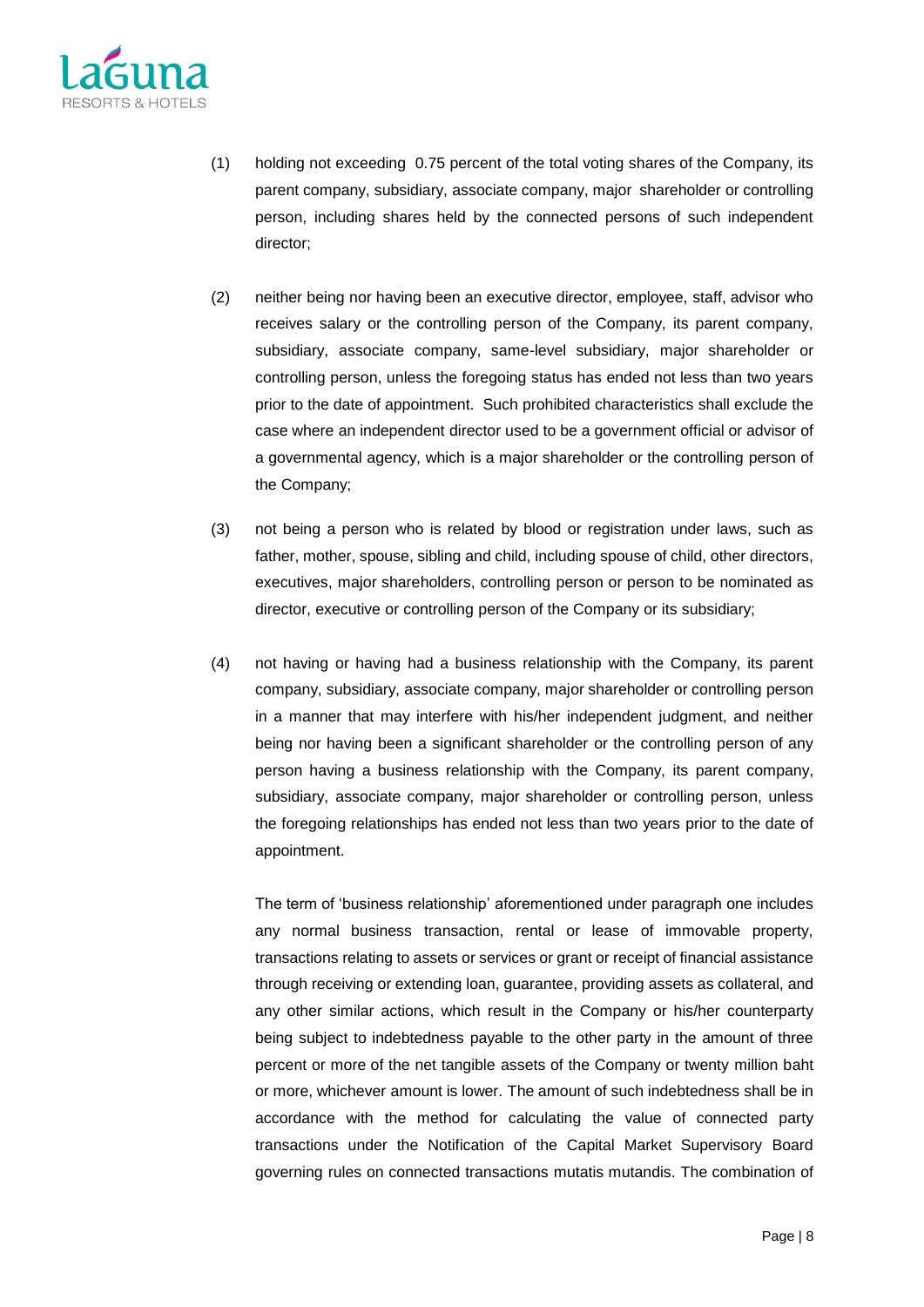(1) holding not exceeding 0.75 percent of the total voting shares of the Company, its parent company, subsidiary, associate company, major shareholder or controlling person, including shares held by the connected persons of such independent director;

(2) neither being nor having been an executive director, employee, staff, advisor who receives salary or the controlling person of the Company, its parent company, subsidiary, associate company, same-level subsidiary, major shareholder or controlling person, unless the foregoing status has ended not less than two years prior to the date of appointment. Such prohibited characteristics shall exclude the case where an independent director used to be a government official or advisor of a governmental agency, which is a major shareholder or the controlling person of the Company;

(3) not being a person who is related by blood or registration under laws, such as father, mother, spouse, sibling and child, including spouse of child, other directors, executives, major shareholders, controlling person or person to be nominated as director, executive or controlling person of the Company or its subsidiary;

(4) not having or having had a business relationship with the Company, its parent company, subsidiary, associate company, major shareholder or controlling person in a manner that may interfere with his/her independent judgment, and neither being nor having been a significant shareholder or the controlling person of any person having a business relationship with the Company, its parent company, subsidiary, associate company, major shareholder or controlling person, unless the foregoing relationships has ended not less than two years prior to the date of appointment.

The term of 'business relationship' aforementioned under paragraph one includes any normal business transaction, rental or lease of immovable property, transactions relating to assets or services or grant or receipt of financial assistance through receiving or extending loan, guarantee, providing assets as collateral, and any other similar actions, which result in the Company or his/her counterparty being subject to indebtedness payable to the other party in the amount of three percent or more of the net tangible assets of the Company or twenty million baht or more, whichever amount is lower. The amount of such indebtedness shall be in accordance with the method for calculating the value of connected party transactions under the Notification of the Capital Market Supervisory Board governing rules on connected transactions mutatis mutandis. The combination of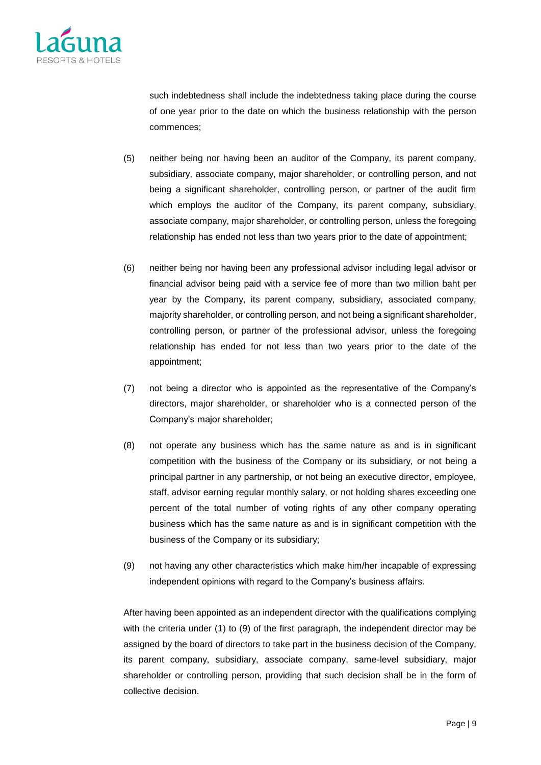such indebtedness shall include the indebtedness taking place during the course of one year prior to the date on which the business relationship with the person commences;

(5) neither being nor having been an auditor of the Company, its parent company, subsidiary, associate company, major shareholder, or controlling person, and not being a significant shareholder, controlling person, or partner of the audit firm which employs the auditor of the Company, its parent company, subsidiary, associate company, major shareholder, or controlling person, unless the foregoing relationship has ended not less than two years prior to the date of appointment;

(6) neither being nor having been any professional advisor including legal advisor or financial advisor being paid with a service fee of more than two million baht per year by the Company, its parent company, subsidiary, associated company, majority shareholder, or controlling person, and not being a significant shareholder, controlling person, or partner of the professional advisor, unless the foregoing relationship has ended for not less than two years prior to the date of the appointment;

(7) not being a director who is appointed as the representative of the Company's directors, major shareholder, or shareholder who is a connected person of the Company's major shareholder;

(8) not operate any business which has the same nature as and is in significant competition with the business of the Company or its subsidiary, or not being a principal partner in any partnership, or not being an executive director, employee, staff, advisor earning regular monthly salary, or not holding shares exceeding one percent of the total number of voting rights of any other company operating business which has the same nature as and is in significant competition with the business of the Company or its subsidiary;

(9) not having any other characteristics which make him/her incapable of expressing independent opinions with regard to the Company's business affairs.

After having been appointed as an independent director with the qualifications complying with the criteria under (1) to (9) of the first paragraph, the independent director may be assigned by the board of directors to take part in the business decision of the Company, its parent company, subsidiary, associate company, same-level subsidiary, major shareholder or controlling person, providing that such decision shall be in the form of collective decision.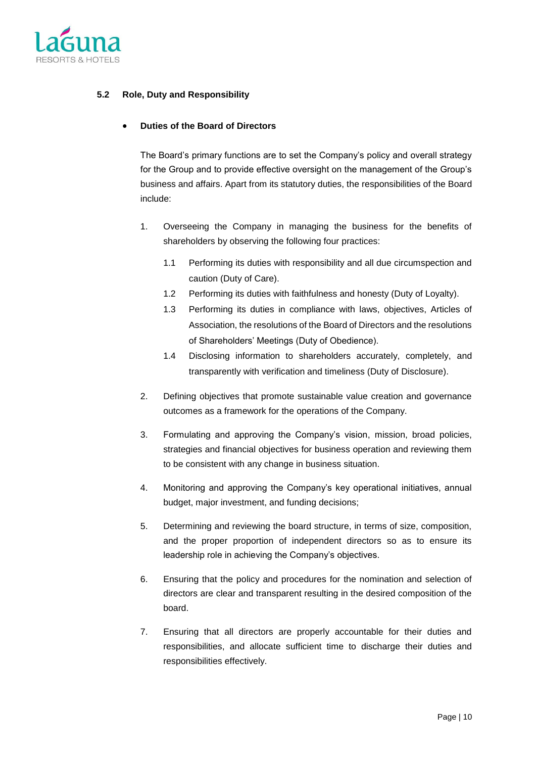### 5.2 Role, Duty and Responsibility

- **Duties of the Board of Directors**

  The Board's primary functions are to set the Company's policy and overall strategy for the Group and to provide effective oversight on the management of the Group's business and affairs. Apart from its statutory duties, the responsibilities of the Board include:

  1. Overseeing the Company in managing the business for the benefits of shareholders by observing the following four practices:

     1.1 Performing its duties with responsibility and all due circumspection and caution (Duty of Care).

     1.2 Performing its duties with faithfulness and honesty (Duty of Loyalty).

     1.3 Performing its duties in compliance with laws, objectives, Articles of Association, the resolutions of the Board of Directors and the resolutions of Shareholders' Meetings (Duty of Obedience).

     1.4 Disclosing information to shareholders accurately, completely, and transparently with verification and timeliness (Duty of Disclosure).

  2. Defining objectives that promote sustainable value creation and governance outcomes as a framework for the operations of the Company.

  3. Formulating and approving the Company's vision, mission, broad policies, strategies and financial objectives for business operation and reviewing them to be consistent with any change in business situation.

  4. Monitoring and approving the Company's key operational initiatives, annual budget, major investment, and funding decisions;

  5. Determining and reviewing the board structure, in terms of size, composition, and the proper proportion of independent directors so as to ensure its leadership role in achieving the Company's objectives.

  6. Ensuring that the policy and procedures for the nomination and selection of directors are clear and transparent resulting in the desired composition of the board.

  7. Ensuring that all directors are properly accountable for their duties and responsibilities, and allocate sufficient time to discharge their duties and responsibilities effectively.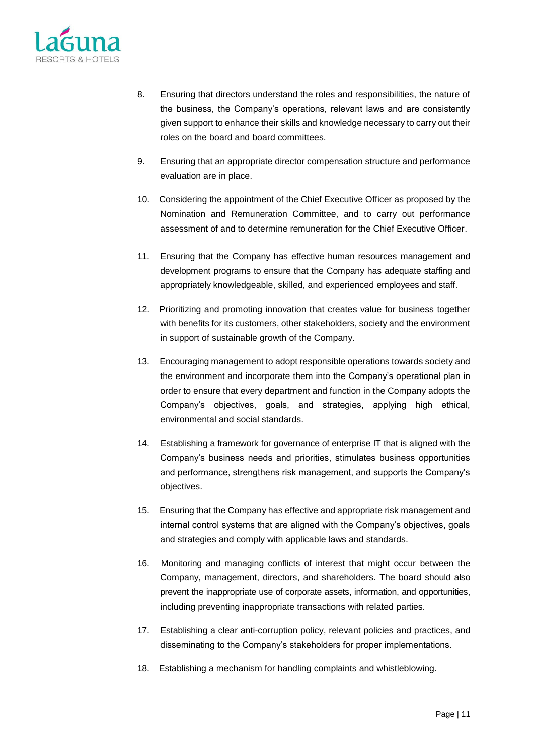8. Ensuring that directors understand the roles and responsibilities, the nature of the business, the Company's operations, relevant laws and are consistently given support to enhance their skills and knowledge necessary to carry out their roles on the board and board committees.

9. Ensuring that an appropriate director compensation structure and performance evaluation are in place.

10. Considering the appointment of the Chief Executive Officer as proposed by the Nomination and Remuneration Committee, and to carry out performance assessment of and to determine remuneration for the Chief Executive Officer.

11. Ensuring that the Company has effective human resources management and development programs to ensure that the Company has adequate staffing and appropriately knowledgeable, skilled, and experienced employees and staff.

12. Prioritizing and promoting innovation that creates value for business together with benefits for its customers, other stakeholders, society and the environment in support of sustainable growth of the Company.

13. Encouraging management to adopt responsible operations towards society and the environment and incorporate them into the Company's operational plan in order to ensure that every department and function in the Company adopts the Company's objectives, goals, and strategies, applying high ethical, environmental and social standards.

14. Establishing a framework for governance of enterprise IT that is aligned with the Company's business needs and priorities, stimulates business opportunities and performance, strengthens risk management, and supports the Company's objectives.

15. Ensuring that the Company has effective and appropriate risk management and internal control systems that are aligned with the Company's objectives, goals and strategies and comply with applicable laws and standards.

16. Monitoring and managing conflicts of interest that might occur between the Company, management, directors, and shareholders. The board should also prevent the inappropriate use of corporate assets, information, and opportunities, including preventing inappropriate transactions with related parties.

17. Establishing a clear anti-corruption policy, relevant policies and practices, and disseminating to the Company's stakeholders for proper implementations.

18. Establishing a mechanism for handling complaints and whistleblowing.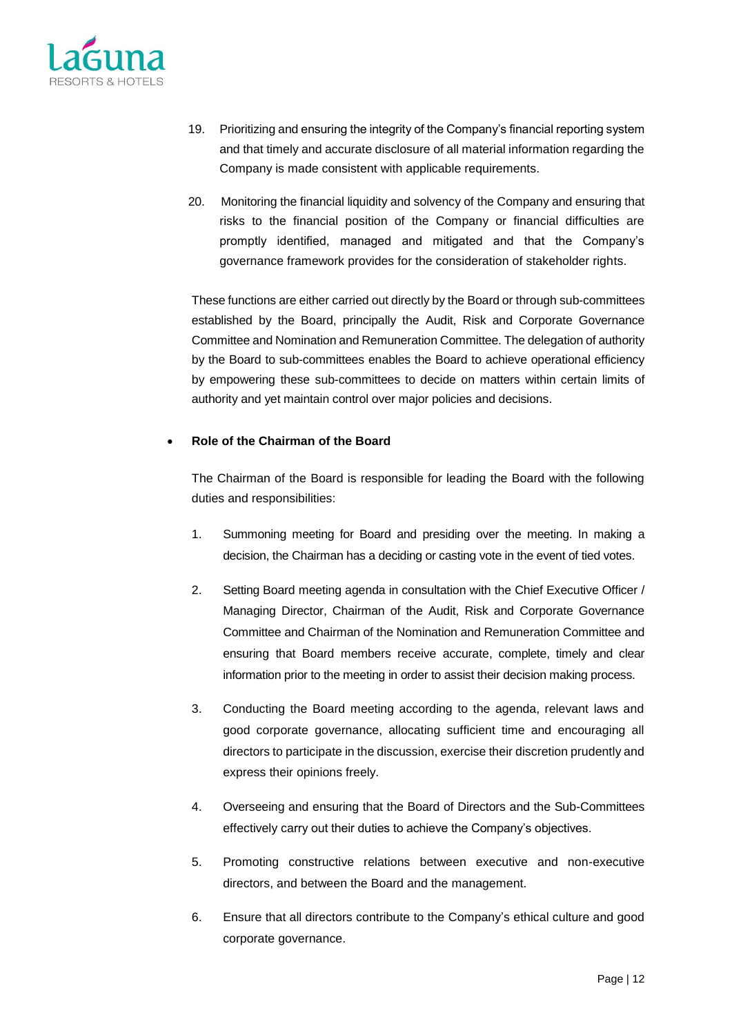19. Prioritizing and ensuring the integrity of the Company's financial reporting system and that timely and accurate disclosure of all material information regarding the Company is made consistent with applicable requirements.

20. Monitoring the financial liquidity and solvency of the Company and ensuring that risks to the financial position of the Company or financial difficulties are promptly identified, managed and mitigated and that the Company's governance framework provides for the consideration of stakeholder rights.

These functions are either carried out directly by the Board or through sub-committees established by the Board, principally the Audit, Risk and Corporate Governance Committee and Nomination and Remuneration Committee. The delegation of authority by the Board to sub-committees enables the Board to achieve operational efficiency by empowering these sub-committees to decide on matters within certain limits of authority and yet maintain control over major policies and decisions.

- **Role of the Chairman of the Board**

  The Chairman of the Board is responsible for leading the Board with the following duties and responsibilities:

  1. Summoning meeting for Board and presiding over the meeting. In making a decision, the Chairman has a deciding or casting vote in the event of tied votes.

  2. Setting Board meeting agenda in consultation with the Chief Executive Officer / Managing Director, Chairman of the Audit, Risk and Corporate Governance Committee and Chairman of the Nomination and Remuneration Committee and ensuring that Board members receive accurate, complete, timely and clear information prior to the meeting in order to assist their decision making process.

  3. Conducting the Board meeting according to the agenda, relevant laws and good corporate governance, allocating sufficient time and encouraging all directors to participate in the discussion, exercise their discretion prudently and express their opinions freely.

  4. Overseeing and ensuring that the Board of Directors and the Sub-Committees effectively carry out their duties to achieve the Company's objectives.

  5. Promoting constructive relations between executive and non-executive directors, and between the Board and the management.

  6. Ensure that all directors contribute to the Company's ethical culture and good corporate governance.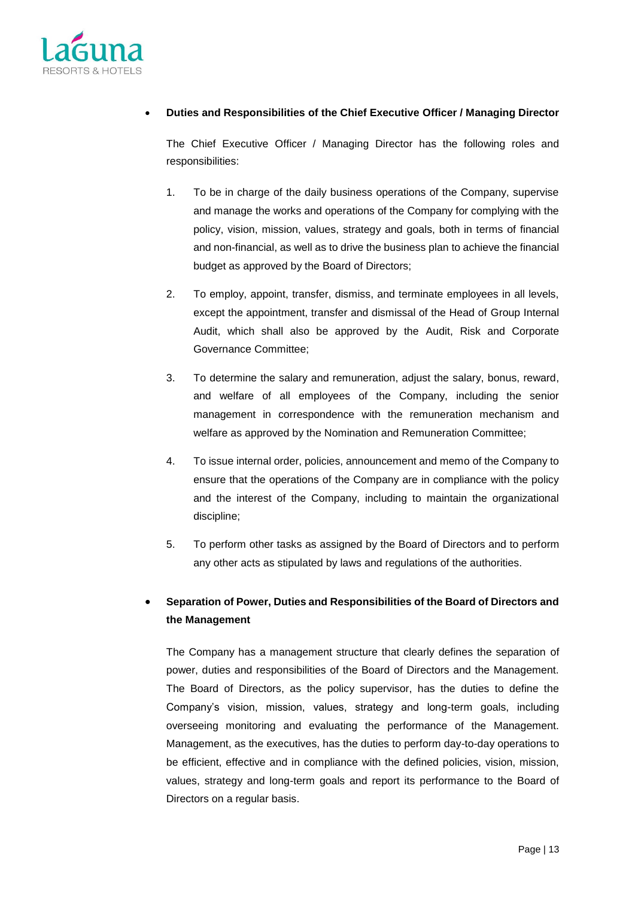- **Duties and Responsibilities of the Chief Executive Officer / Managing Director**

  The Chief Executive Officer / Managing Director has the following roles and responsibilities:

  1. To be in charge of the daily business operations of the Company, supervise and manage the works and operations of the Company for complying with the policy, vision, mission, values, strategy and goals, both in terms of financial and non-financial, as well as to drive the business plan to achieve the financial budget as approved by the Board of Directors;
  2. To employ, appoint, transfer, dismiss, and terminate employees in all levels, except the appointment, transfer and dismissal of the Head of Group Internal Audit, which shall also be approved by the Audit, Risk and Corporate Governance Committee;
  3. To determine the salary and remuneration, adjust the salary, bonus, reward, and welfare of all employees of the Company, including the senior management in correspondence with the remuneration mechanism and welfare as approved by the Nomination and Remuneration Committee;
  4. To issue internal order, policies, announcement and memo of the Company to ensure that the operations of the Company are in compliance with the policy and the interest of the Company, including to maintain the organizational discipline;
  5. To perform other tasks as assigned by the Board of Directors and to perform any other acts as stipulated by laws and regulations of the authorities.

- **Separation of Power, Duties and Responsibilities of the Board of Directors and the Management**

  The Company has a management structure that clearly defines the separation of power, duties and responsibilities of the Board of Directors and the Management. The Board of Directors, as the policy supervisor, has the duties to define the Company's vision, mission, values, strategy and long-term goals, including overseeing monitoring and evaluating the performance of the Management. Management, as the executives, has the duties to perform day-to-day operations to be efficient, effective and in compliance with the defined policies, vision, mission, values, strategy and long-term goals and report its performance to the Board of Directors on a regular basis.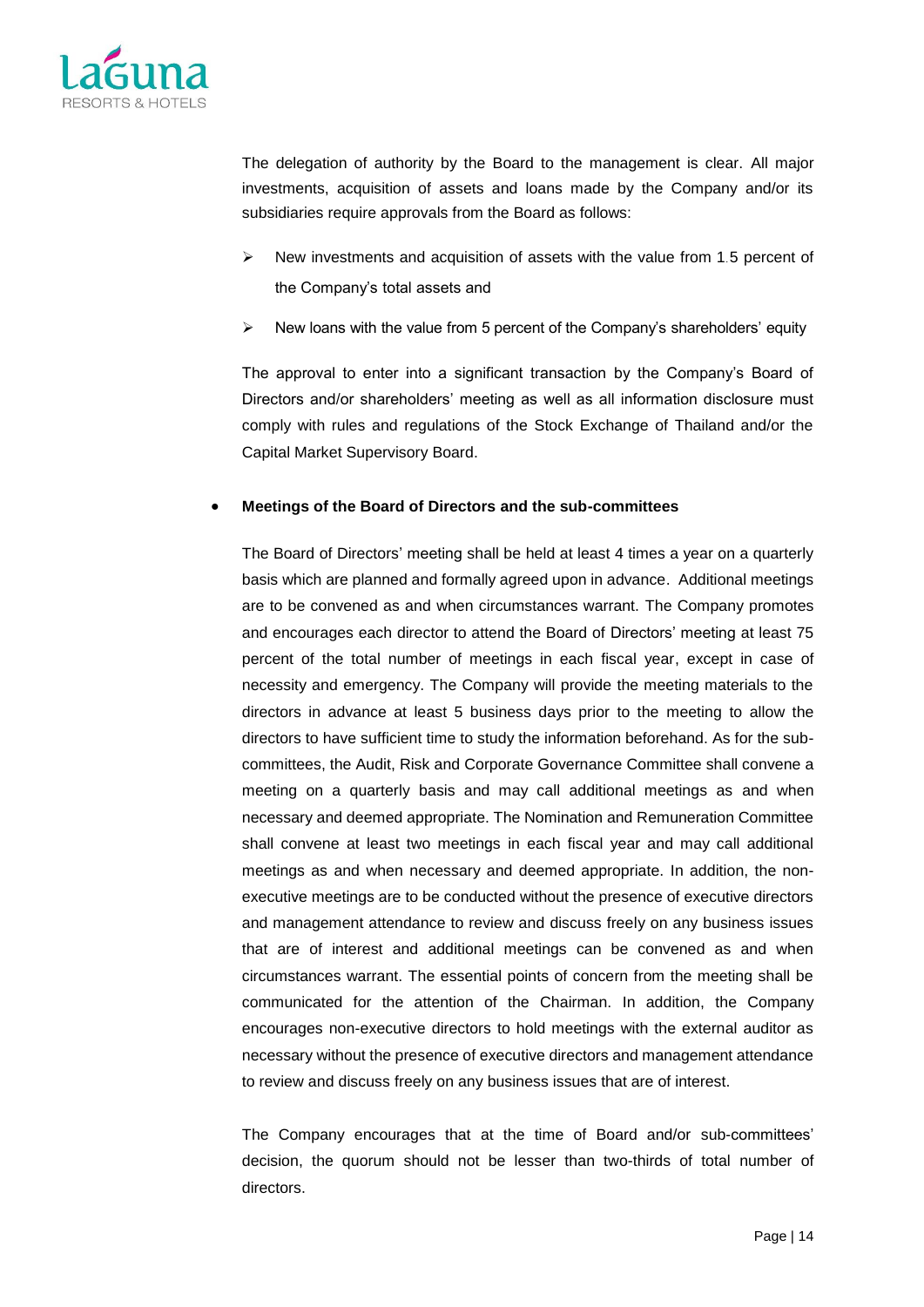The delegation of authority by the Board to the management is clear. All major investments, acquisition of assets and loans made by the Company and/or its subsidiaries require approvals from the Board as follows:

- New investments and acquisition of assets with the value from 1.5 percent of the Company's total assets and
- New loans with the value from 5 percent of the Company's shareholders' equity

The approval to enter into a significant transaction by the Company's Board of Directors and/or shareholders' meeting as well as all information disclosure must comply with rules and regulations of the Stock Exchange of Thailand and/or the Capital Market Supervisory Board.

- **Meetings of the Board of Directors and the sub-committees**

The Board of Directors' meeting shall be held at least 4 times a year on a quarterly basis which are planned and formally agreed upon in advance. Additional meetings are to be convened as and when circumstances warrant. The Company promotes and encourages each director to attend the Board of Directors' meeting at least 75 percent of the total number of meetings in each fiscal year, except in case of necessity and emergency. The Company will provide the meeting materials to the directors in advance at least 5 business days prior to the meeting to allow the directors to have sufficient time to study the information beforehand. As for the sub-committees, the Audit, Risk and Corporate Governance Committee shall convene a meeting on a quarterly basis and may call additional meetings as and when necessary and deemed appropriate. The Nomination and Remuneration Committee shall convene at least two meetings in each fiscal year and may call additional meetings as and when necessary and deemed appropriate. In addition, the non-executive meetings are to be conducted without the presence of executive directors and management attendance to review and discuss freely on any business issues that are of interest and additional meetings can be convened as and when circumstances warrant. The essential points of concern from the meeting shall be communicated for the attention of the Chairman. In addition, the Company encourages non-executive directors to hold meetings with the external auditor as necessary without the presence of executive directors and management attendance to review and discuss freely on any business issues that are of interest.

The Company encourages that at the time of Board and/or sub-committees' decision, the quorum should not be lesser than two-thirds of total number of directors.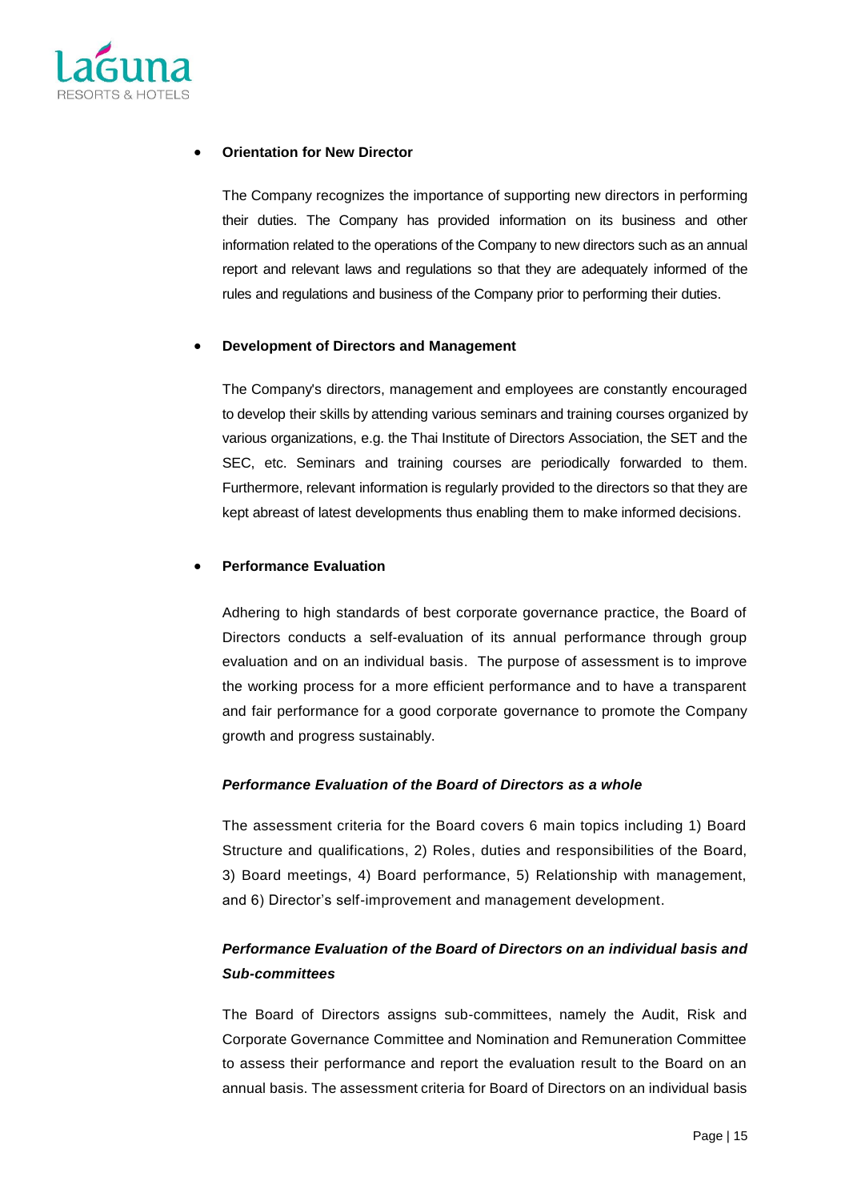- **Orientation for New Director**

  The Company recognizes the importance of supporting new directors in performing their duties. The Company has provided information on its business and other information related to the operations of the Company to new directors such as an annual report and relevant laws and regulations so that they are adequately informed of the rules and regulations and business of the Company prior to performing their duties.

- **Development of Directors and Management**

  The Company's directors, management and employees are constantly encouraged to develop their skills by attending various seminars and training courses organized by various organizations, e.g. the Thai Institute of Directors Association, the SET and the SEC, etc. Seminars and training courses are periodically forwarded to them. Furthermore, relevant information is regularly provided to the directors so that they are kept abreast of latest developments thus enabling them to make informed decisions.

- **Performance Evaluation**

  Adhering to high standards of best corporate governance practice, the Board of Directors conducts a self-evaluation of its annual performance through group evaluation and on an individual basis. The purpose of assessment is to improve the working process for a more efficient performance and to have a transparent and fair performance for a good corporate governance to promote the Company growth and progress sustainably.

  ***Performance Evaluation of the Board of Directors as a whole***

  The assessment criteria for the Board covers 6 main topics including 1) Board Structure and qualifications, 2) Roles, duties and responsibilities of the Board, 3) Board meetings, 4) Board performance, 5) Relationship with management, and 6) Director's self-improvement and management development.

  ***Performance Evaluation of the Board of Directors on an individual basis and Sub-committees***

  The Board of Directors assigns sub-committees, namely the Audit, Risk and Corporate Governance Committee and Nomination and Remuneration Committee to assess their performance and report the evaluation result to the Board on an annual basis. The assessment criteria for Board of Directors on an individual basis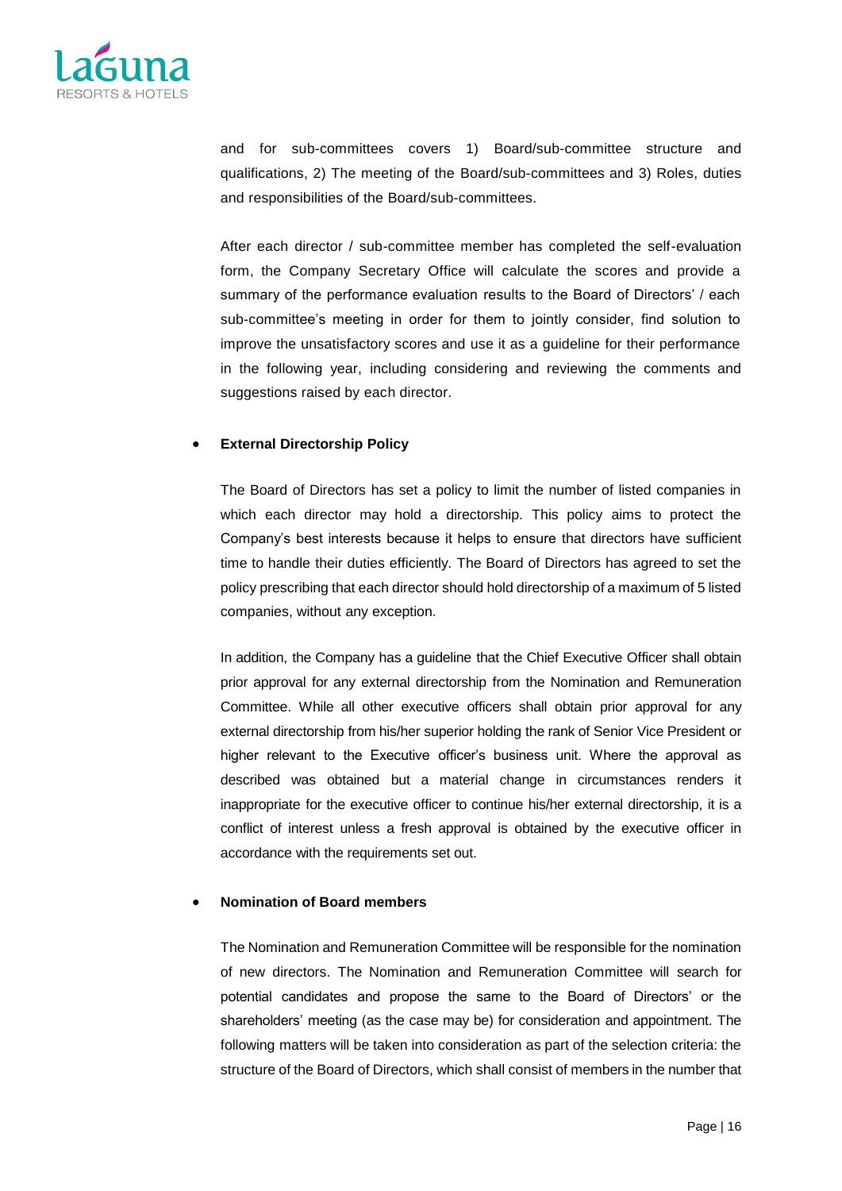and for sub-committees covers 1) Board/sub-committee structure and qualifications, 2) The meeting of the Board/sub-committees and 3) Roles, duties and responsibilities of the Board/sub-committees.

After each director / sub-committee member has completed the self-evaluation form, the Company Secretary Office will calculate the scores and provide a summary of the performance evaluation results to the Board of Directors' / each sub-committee's meeting in order for them to jointly consider, find solution to improve the unsatisfactory scores and use it as a guideline for their performance in the following year, including considering and reviewing the comments and suggestions raised by each director.

- **External Directorship Policy**

  The Board of Directors has set a policy to limit the number of listed companies in which each director may hold a directorship. This policy aims to protect the Company's best interests because it helps to ensure that directors have sufficient time to handle their duties efficiently. The Board of Directors has agreed to set the policy prescribing that each director should hold directorship of a maximum of 5 listed companies, without any exception.

  In addition, the Company has a guideline that the Chief Executive Officer shall obtain prior approval for any external directorship from the Nomination and Remuneration Committee. While all other executive officers shall obtain prior approval for any external directorship from his/her superior holding the rank of Senior Vice President or higher relevant to the Executive officer's business unit. Where the approval as described was obtained but a material change in circumstances renders it inappropriate for the executive officer to continue his/her external directorship, it is a conflict of interest unless a fresh approval is obtained by the executive officer in accordance with the requirements set out.

- **Nomination of Board members**

  The Nomination and Remuneration Committee will be responsible for the nomination of new directors. The Nomination and Remuneration Committee will search for potential candidates and propose the same to the Board of Directors' or the shareholders' meeting (as the case may be) for consideration and appointment. The following matters will be taken into consideration as part of the selection criteria: the structure of the Board of Directors, which shall consist of members in the number that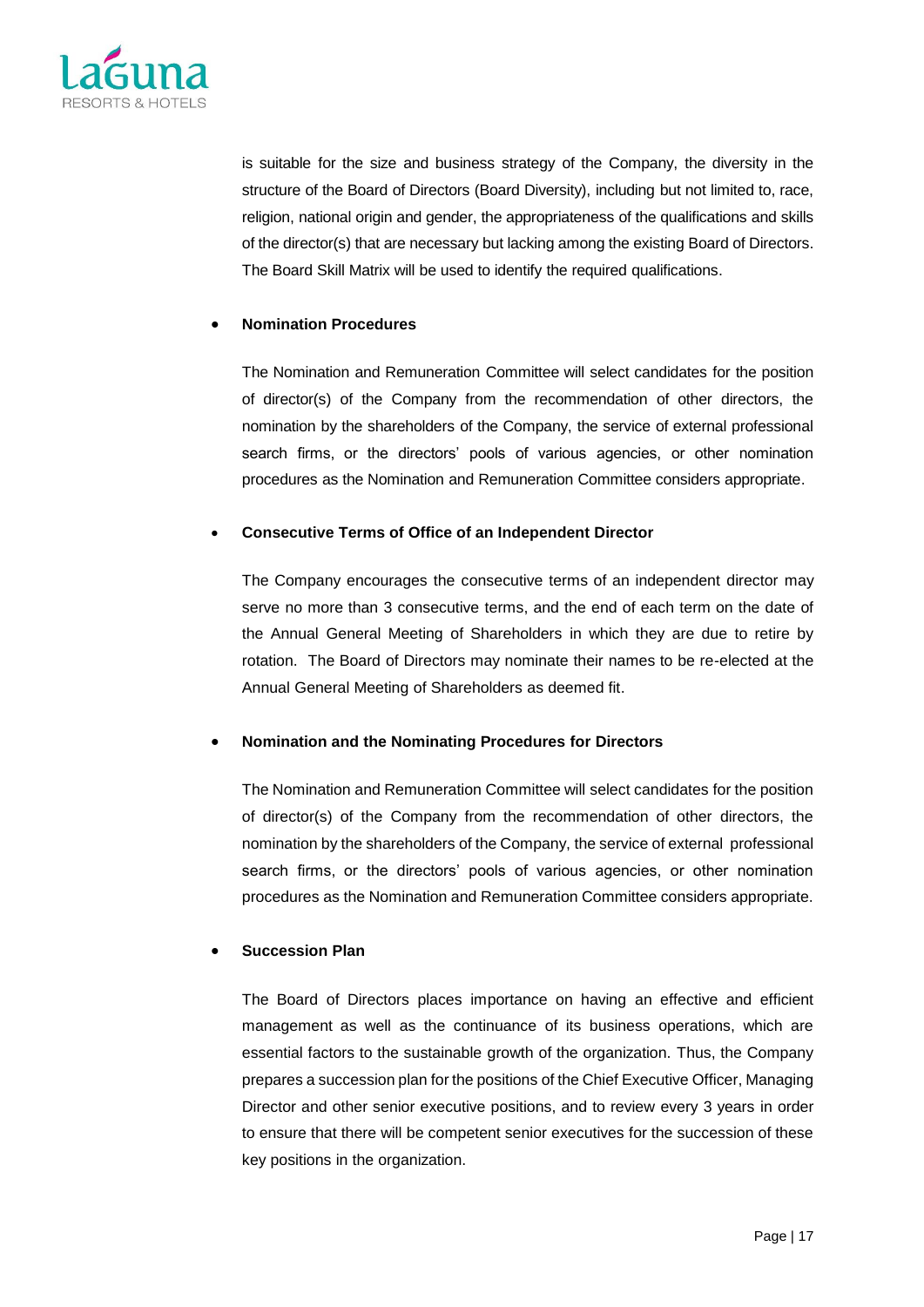is suitable for the size and business strategy of the Company, the diversity in the structure of the Board of Directors (Board Diversity), including but not limited to, race, religion, national origin and gender, the appropriateness of the qualifications and skills of the director(s) that are necessary but lacking among the existing Board of Directors. The Board Skill Matrix will be used to identify the required qualifications.

- **Nomination Procedures**

  The Nomination and Remuneration Committee will select candidates for the position of director(s) of the Company from the recommendation of other directors, the nomination by the shareholders of the Company, the service of external professional search firms, or the directors' pools of various agencies, or other nomination procedures as the Nomination and Remuneration Committee considers appropriate.

- **Consecutive Terms of Office of an Independent Director**

  The Company encourages the consecutive terms of an independent director may serve no more than 3 consecutive terms, and the end of each term on the date of the Annual General Meeting of Shareholders in which they are due to retire by rotation. The Board of Directors may nominate their names to be re-elected at the Annual General Meeting of Shareholders as deemed fit.

- **Nomination and the Nominating Procedures for Directors**

  The Nomination and Remuneration Committee will select candidates for the position of director(s) of the Company from the recommendation of other directors, the nomination by the shareholders of the Company, the service of external professional search firms, or the directors' pools of various agencies, or other nomination procedures as the Nomination and Remuneration Committee considers appropriate.

- **Succession Plan**

  The Board of Directors places importance on having an effective and efficient management as well as the continuance of its business operations, which are essential factors to the sustainable growth of the organization. Thus, the Company prepares a succession plan for the positions of the Chief Executive Officer, Managing Director and other senior executive positions, and to review every 3 years in order to ensure that there will be competent senior executives for the succession of these key positions in the organization.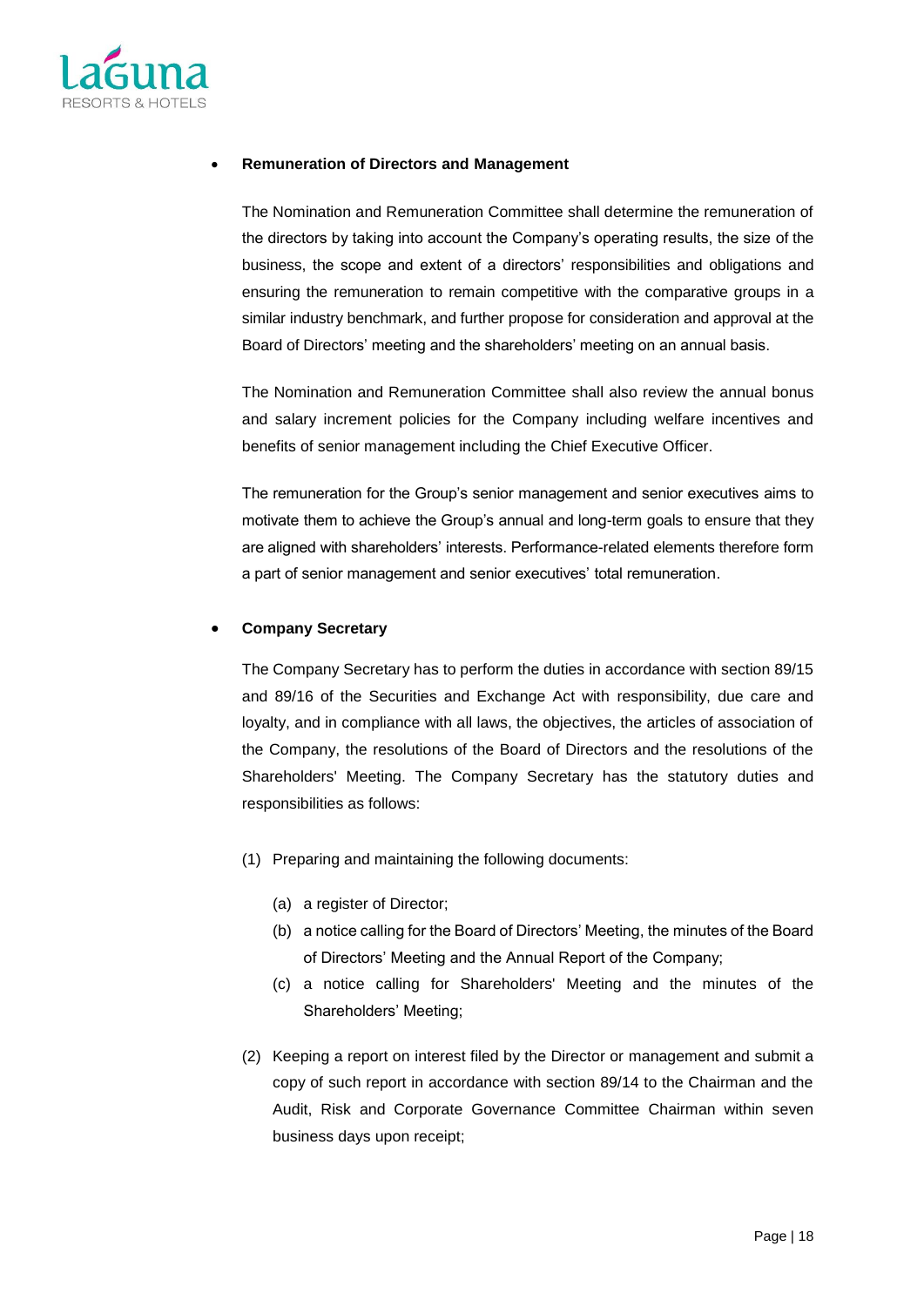- **Remuneration of Directors and Management**

  The Nomination and Remuneration Committee shall determine the remuneration of the directors by taking into account the Company's operating results, the size of the business, the scope and extent of a directors' responsibilities and obligations and ensuring the remuneration to remain competitive with the comparative groups in a similar industry benchmark, and further propose for consideration and approval at the Board of Directors' meeting and the shareholders' meeting on an annual basis.

  The Nomination and Remuneration Committee shall also review the annual bonus and salary increment policies for the Company including welfare incentives and benefits of senior management including the Chief Executive Officer.

  The remuneration for the Group's senior management and senior executives aims to motivate them to achieve the Group's annual and long-term goals to ensure that they are aligned with shareholders' interests. Performance-related elements therefore form a part of senior management and senior executives' total remuneration.

- **Company Secretary**

  The Company Secretary has to perform the duties in accordance with section 89/15 and 89/16 of the Securities and Exchange Act with responsibility, due care and loyalty, and in compliance with all laws, the objectives, the articles of association of the Company, the resolutions of the Board of Directors and the resolutions of the Shareholders' Meeting. The Company Secretary has the statutory duties and responsibilities as follows:

  (1) Preparing and maintaining the following documents:

    (a) a register of Director;

    (b) a notice calling for the Board of Directors' Meeting, the minutes of the Board of Directors' Meeting and the Annual Report of the Company;

    (c) a notice calling for Shareholders' Meeting and the minutes of the Shareholders' Meeting;

  (2) Keeping a report on interest filed by the Director or management and submit a copy of such report in accordance with section 89/14 to the Chairman and the Audit, Risk and Corporate Governance Committee Chairman within seven business days upon receipt;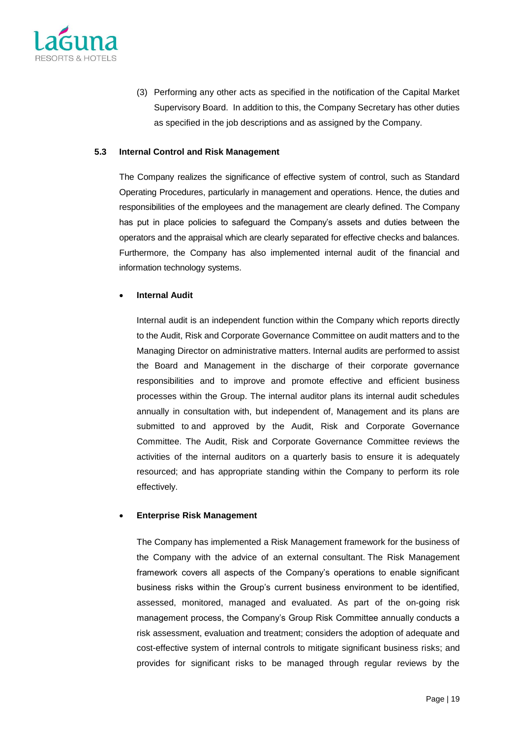(3) Performing any other acts as specified in the notification of the Capital Market Supervisory Board. In addition to this, the Company Secretary has other duties as specified in the job descriptions and as assigned by the Company.

### 5.3 Internal Control and Risk Management

The Company realizes the significance of effective system of control, such as Standard Operating Procedures, particularly in management and operations. Hence, the duties and responsibilities of the employees and the management are clearly defined. The Company has put in place policies to safeguard the Company's assets and duties between the operators and the appraisal which are clearly separated for effective checks and balances. Furthermore, the Company has also implemented internal audit of the financial and information technology systems.

- **Internal Audit**

  Internal audit is an independent function within the Company which reports directly to the Audit, Risk and Corporate Governance Committee on audit matters and to the Managing Director on administrative matters. Internal audits are performed to assist the Board and Management in the discharge of their corporate governance responsibilities and to improve and promote effective and efficient business processes within the Group. The internal auditor plans its internal audit schedules annually in consultation with, but independent of, Management and its plans are submitted to and approved by the Audit, Risk and Corporate Governance Committee. The Audit, Risk and Corporate Governance Committee reviews the activities of the internal auditors on a quarterly basis to ensure it is adequately resourced; and has appropriate standing within the Company to perform its role effectively.

- **Enterprise Risk Management**

  The Company has implemented a Risk Management framework for the business of the Company with the advice of an external consultant. The Risk Management framework covers all aspects of the Company's operations to enable significant business risks within the Group's current business environment to be identified, assessed, monitored, managed and evaluated. As part of the on-going risk management process, the Company's Group Risk Committee annually conducts a risk assessment, evaluation and treatment; considers the adoption of adequate and cost-effective system of internal controls to mitigate significant business risks; and provides for significant risks to be managed through regular reviews by the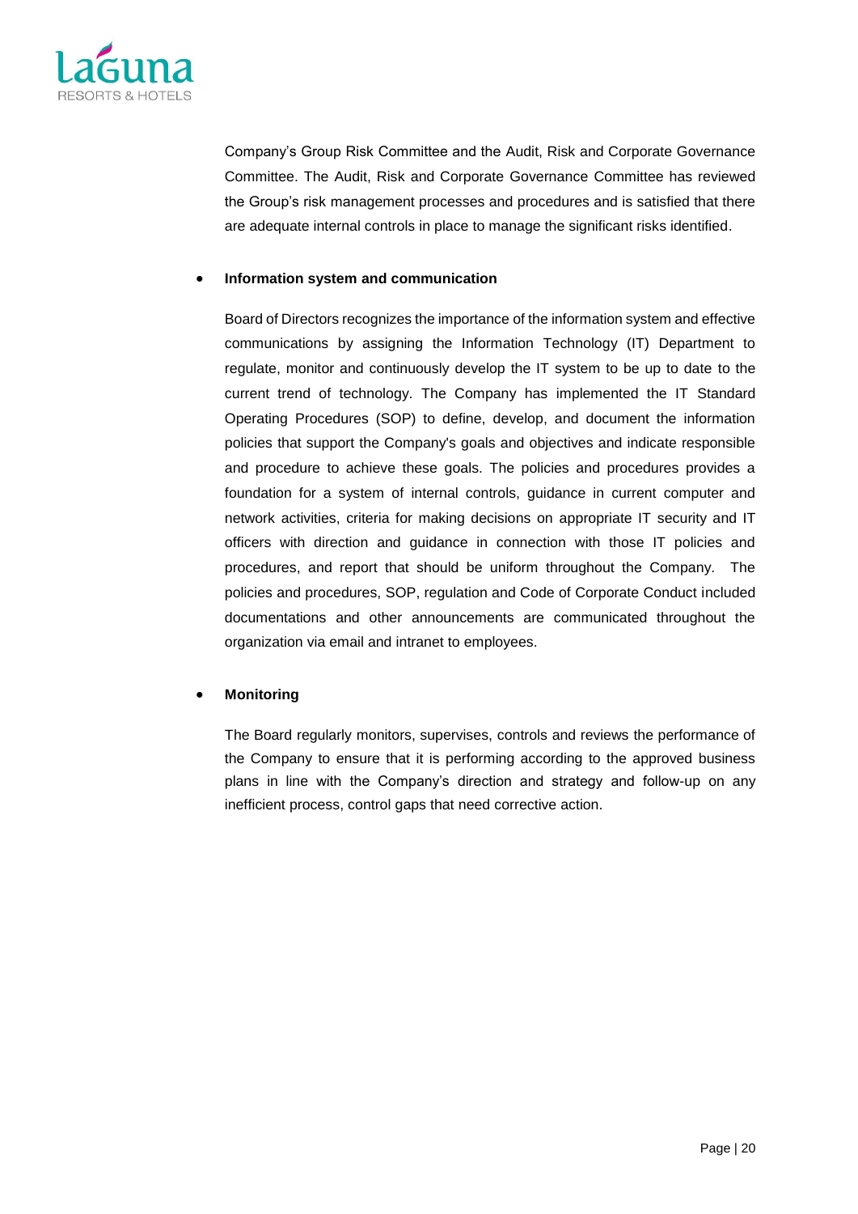Company's Group Risk Committee and the Audit, Risk and Corporate Governance Committee. The Audit, Risk and Corporate Governance Committee has reviewed the Group's risk management processes and procedures and is satisfied that there are adequate internal controls in place to manage the significant risks identified.

- **Information system and communication**

  Board of Directors recognizes the importance of the information system and effective communications by assigning the Information Technology (IT) Department to regulate, monitor and continuously develop the IT system to be up to date to the current trend of technology. The Company has implemented the IT Standard Operating Procedures (SOP) to define, develop, and document the information policies that support the Company's goals and objectives and indicate responsible and procedure to achieve these goals. The policies and procedures provides a foundation for a system of internal controls, guidance in current computer and network activities, criteria for making decisions on appropriate IT security and IT officers with direction and guidance in connection with those IT policies and procedures, and report that should be uniform throughout the Company. The policies and procedures, SOP, regulation and Code of Corporate Conduct included documentations and other announcements are communicated throughout the organization via email and intranet to employees.

- **Monitoring**

  The Board regularly monitors, supervises, controls and reviews the performance of the Company to ensure that it is performing according to the approved business plans in line with the Company's direction and strategy and follow-up on any inefficient process, control gaps that need corrective action.